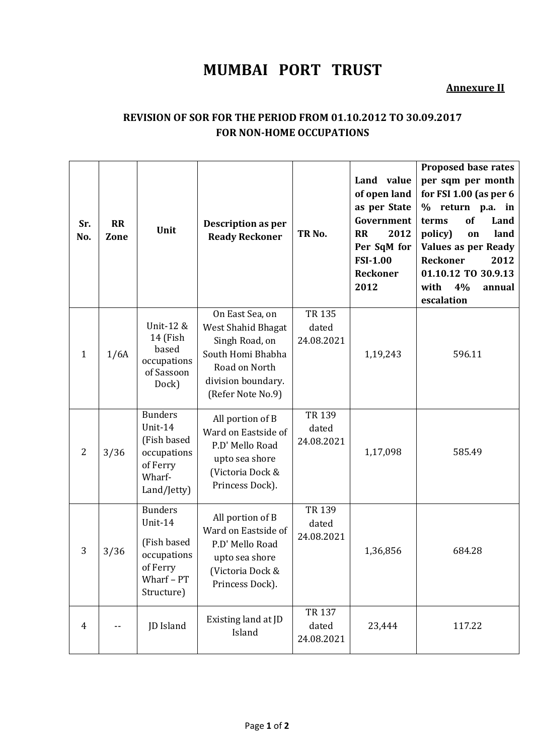# MUMBAI PORT TRUST

**Annexure II**

## REVISION OF SOR FOR THE PERIOD FROM 01.10.2012 TO 30.09.2017 FOR NON-HOME OCCUPATIONS

| Sr. No. | RR Zone | Unit | Description as per Ready Reckoner | TR No. | Land value of open land as per State Government RR 2012 Per SqM for FSI-1.00 Reckoner 2012 | Proposed base rates per sqm per month for FSI 1.00 (as per 6 % return p.a. in terms of Land policy) on land Values as per Ready Reckoner 2012 01.10.12 TO 30.9.13 with 4% annual escalation |
|---|---|---|---|---|---|---|
| 1 | 1/6A | Unit-12 & 14 (Fish based occupations of Sassoon Dock) | On East Sea, on West Shahid Bhagat Singh Road, on South Homi Bhabha Road on North division boundary. (Refer Note No.9) | TR 135 dated 24.08.2021 | 1,19,243 | 596.11 |
| 2 | 3/36 | Bunders Unit-14 (Fish based occupations of Ferry Wharf-Land/Jetty) | All portion of B Ward on Eastside of P.D' Mello Road upto sea shore (Victoria Dock & Princess Dock). | TR 139 dated 24.08.2021 | 1,17,098 | 585.49 |
| 3 | 3/36 | Bunders Unit-14 (Fish based occupations of Ferry Wharf – PT Structure) | All portion of B Ward on Eastside of P.D' Mello Road upto sea shore (Victoria Dock & Princess Dock). | TR 139 dated 24.08.2021 | 1,36,856 | 684.28 |
| 4 | -- | JD Island | Existing land at JD Island | TR 137 dated 24.08.2021 | 23,444 | 117.22 |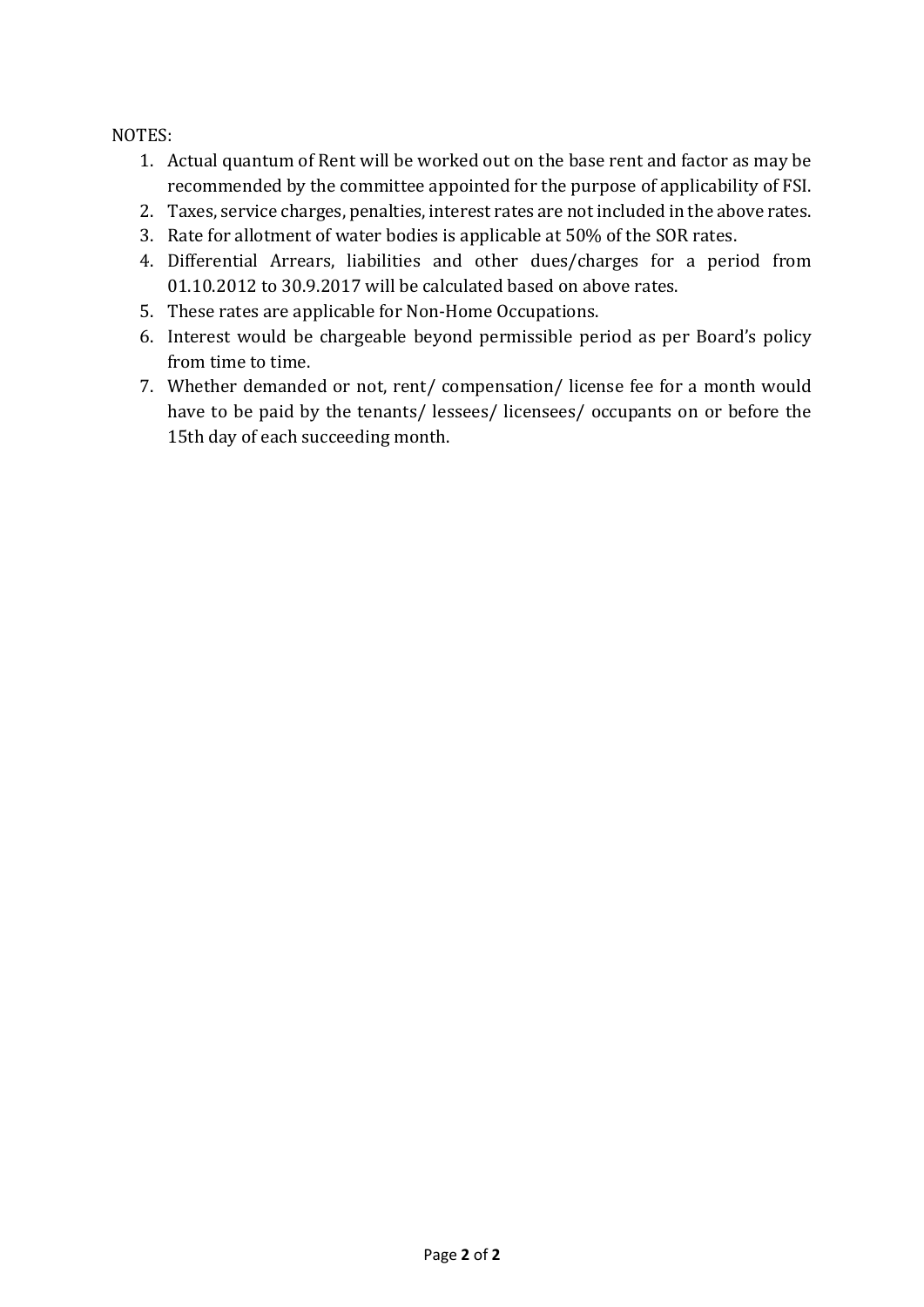NOTES:

1. Actual quantum of Rent will be worked out on the base rent and factor as may be recommended by the committee appointed for the purpose of applicability of FSI.
2. Taxes, service charges, penalties, interest rates are not included in the above rates.
3. Rate for allotment of water bodies is applicable at 50% of the SOR rates.
4. Differential Arrears, liabilities and other dues/charges for a period from 01.10.2012 to 30.9.2017 will be calculated based on above rates.
5. These rates are applicable for Non-Home Occupations.
6. Interest would be chargeable beyond permissible period as per Board's policy from time to time.
7. Whether demanded or not, rent/ compensation/ license fee for a month would have to be paid by the tenants/ lessees/ licensees/ occupants on or before the 15th day of each succeeding month.